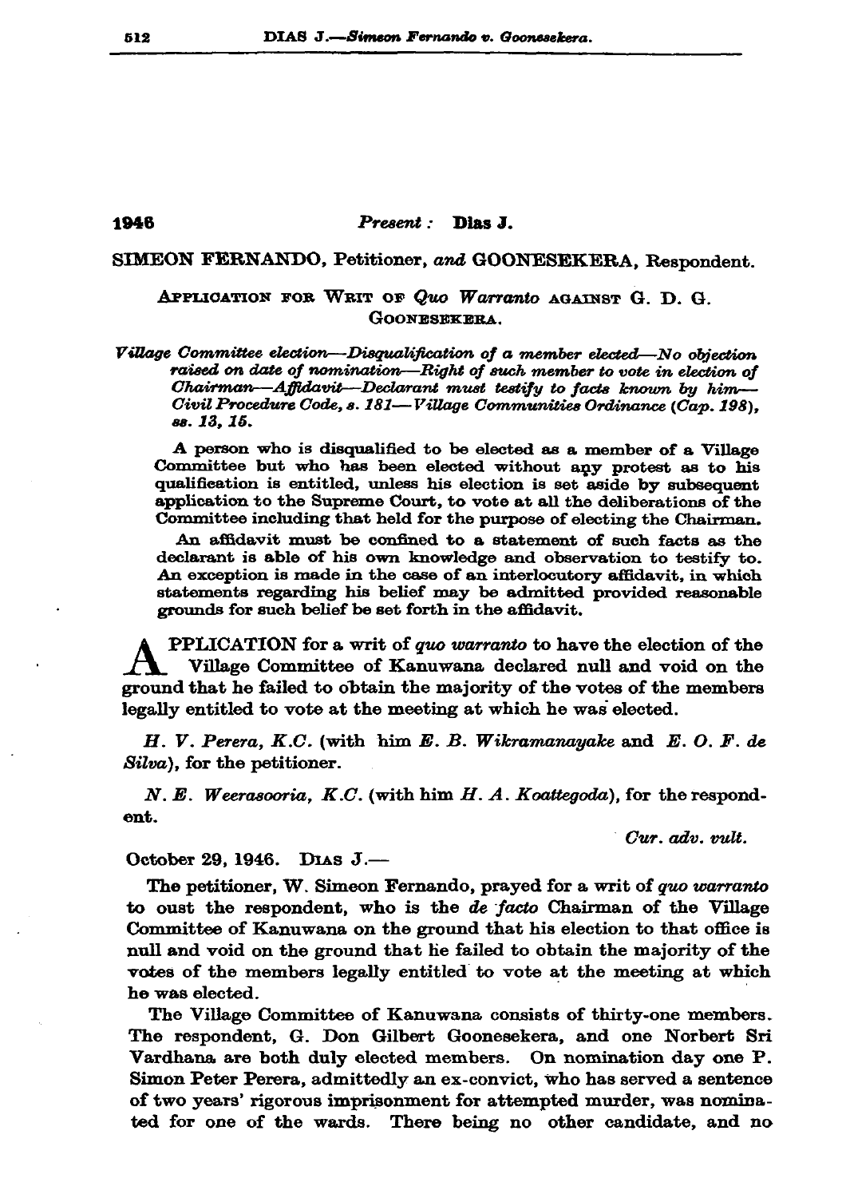**1946** *Present :* **Dias J.**

SIMEON FERNANDO, Petitioner, *and* GOONESEKERA, Respondent.

APPLICATION FOR WRIT OF *Quo Warranto* AGAINST G. D. G. GOONESEKERA.

*Village Committee election—Disqualification of a member elected—No objection raised on date of nomination—Right of such member to vote in election of Chairman—Affidavit—Declarant must testify to facts known by him—Civil Procedure Code, s. 181—Village Communities Ordinance (Cap. 198), ss. 13, 15.*

A person who is disqualified to be elected as a member of a Village Committee but who has been elected without any protest as to his qualification is entitled, unless his election is set aside by subsequent application to the Supreme Court, to vote at all the deliberations of the Committee including that held for the purpose of electing the Chairman.

An affidavit must be confined to a statement of such facts as the declarant is able of his own knowledge and observation to testify to. An exception is made in the case of an interlocutory affidavit, in which statements regarding his belief may be admitted provided reasonable grounds for such belief be set forth in the affidavit.

APPLICATION for a writ of *quo warranto* to have the election of the Village Committee of Kanuwana declared null and void on the ground that he failed to obtain the majority of the votes of the members legally entitled to vote at the meeting at which he was elected.

*H. V. Perera, K.C.* (with him *E. B. Wikramanayake* and *E. O. F. de Silva*), for the petitioner.

*N. E. Weerasooria, K.C.* (with him *H. A. Koattegoda*), for the respondent.

*Cur. adv. vult.*

October 29, 1946. DIAS J.—

The petitioner, W. Simeon Fernando, prayed for a writ of *quo warranto* to oust the respondent, who is the *de facto* Chairman of the Village Committee of Kanuwana on the ground that his election to that office is null and void on the ground that he failed to obtain the majority of the votes of the members legally entitled to vote at the meeting at which he was elected.

The Village Committee of Kanuwana consists of thirty-one members. The respondent, G. Don Gilbert Goonesekera, and one Norbert Sri Vardhana are both duly elected members. On nomination day one P. Simon Peter Perera, admittedly an ex-convict, who has served a sentence of two years' rigorous imprisonment for attempted murder, was nominated for one of the wards. There being no other candidate, and no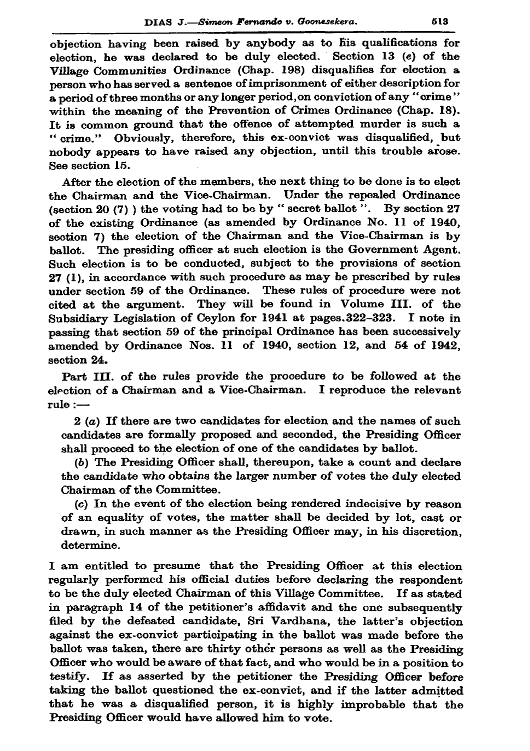objection having been raised by anybody as to his qualifications for election, he was declared to be duly elected. Section 13 (*e*) of the Village Communities Ordinance (Chap. 198) disqualifies for election a person who has served a sentence of imprisonment of either description for a period of three months or any longer period, on conviction of any "crime" within the meaning of the Prevention of Crimes Ordinance (Chap. 18). It is common ground that the offence of attempted murder is such a "crime." Obviously, therefore, this ex-convict was disqualified, but nobody appears to have raised any objection, until this trouble arose. See section 15.

After the election of the members, the next thing to be done is to elect the Chairman and the Vice-Chairman. Under the repealed Ordinance (section 20 (7) ) the voting had to be by "secret ballot". By section 27 of the existing Ordinance (as amended by Ordinance No. 11 of 1940, section 7) the election of the Chairman and the Vice-Chairman is by ballot. The presiding officer at such election is the Government Agent. Such election is to be conducted, subject to the provisions of section 27 (1), in accordance with such procedure as may be prescribed by rules under section 59 of the Ordinance. These rules of procedure were not cited at the argument. They will be found in Volume III. of the Subsidiary Legislation of Ceylon for 1941 at pages. 322–323. I note in passing that section 59 of the principal Ordinance has been successively amended by Ordinance Nos. 11 of 1940, section 12, and 54 of 1942, section 24.

Part III. of the rules provide the procedure to be followed at the election of a Chairman and a Vice-Chairman. I reproduce the relevant rule :—

> 2 (*a*) If there are two candidates for election and the names of such candidates are formally proposed and seconded, the Presiding Officer shall proceed to the election of one of the candidates by ballot.
>
> (*b*) The Presiding Officer shall, thereupon, take a count and declare the *candidate who obtains the larger number of votes* the duly elected Chairman of the Committee.
>
> (*c*) In the event of the election being rendered indecisive by reason of an equality of votes, the matter shall be decided by lot, cast or drawn, in such manner as the Presiding Officer may, in his discretion, determine.

I am entitled to presume that the Presiding Officer at this election regularly performed his official duties before declaring the respondent to be the duly elected Chairman of this Village Committee. If as stated in paragraph 14 of the petitioner's affidavit and the one subsequently filed by the defeated candidate, Sri Vardhana, the latter's objection against the ex-convict participating in the ballot was made before the ballot was taken, there are thirty other persons as well as the Presiding Officer who would be aware of that fact, and who would be in a position to testify. If as asserted by the petitioner the Presiding Officer before taking the ballot questioned the ex-convict, and if the latter admitted that he was a disqualified person, it is highly improbable that the Presiding Officer would have allowed him to vote.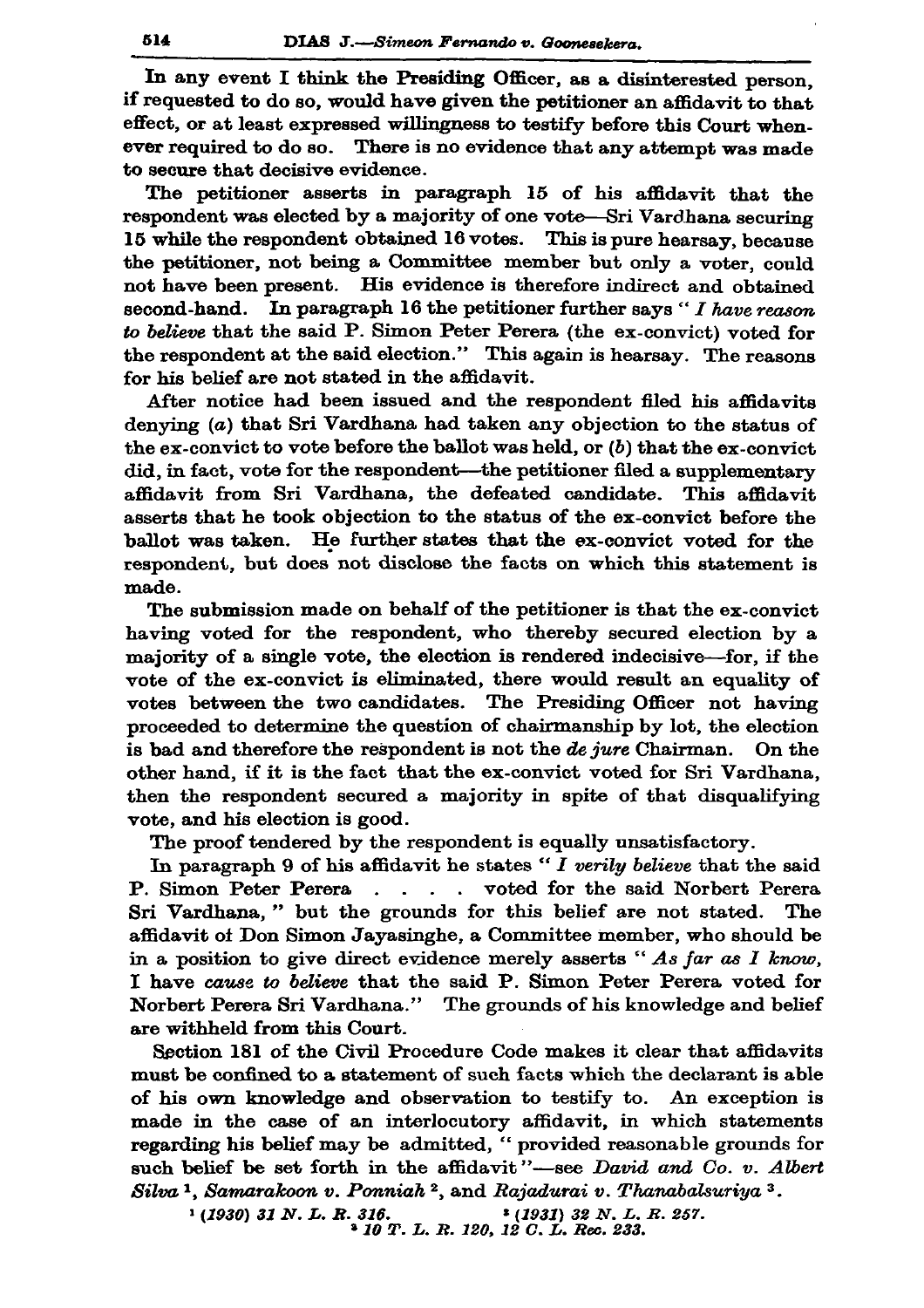In any event I think the Presiding Officer, as a disinterested person, if requested to do so, would have given the petitioner an affidavit to that effect, or at least expressed willingness to testify before this Court whenever required to do so. There is no evidence that any attempt was made to secure that decisive evidence.

The petitioner asserts in paragraph 15 of his affidavit that the respondent was elected by a majority of one vote—Sri Vardhana securing 15 while the respondent obtained 16 votes. This is pure hearsay, because the petitioner, not being a Committee member but only a voter, could not have been present. His evidence is therefore indirect and obtained second-hand. In paragraph 16 the petitioner further says " *I have reason to believe* that the said P. Simon Peter Perera (the ex-convict) voted for the respondent at the said election." This again is hearsay. The reasons for his belief are not stated in the affidavit.

After notice had been issued and the respondent filed his affidavits denying (*a*) that Sri Vardhana had taken any objection to the status of the ex-convict to vote before the ballot was held, or (*b*) that the ex-convict did, in fact, vote for the respondent—the petitioner filed a supplementary affidavit from Sri Vardhana, the defeated candidate. This affidavit asserts that he took objection to the status of the ex-convict before the ballot was taken. He further states that the ex-convict voted for the respondent, but does not disclose the facts on which this statement is made.

The submission made on behalf of the petitioner is that the ex-convict having voted for the respondent, who thereby secured election by a majority of a single vote, the election is rendered indecisive—for, if the vote of the ex-convict is eliminated, there would result an equality of votes between the two candidates. The Presiding Officer not having proceeded to determine the question of chairmanship by lot, the election is bad and therefore the respondent is not the *de jure* Chairman. On the other hand, if it is the fact that the ex-convict voted for Sri Vardhana, then the respondent secured a majority in spite of that disqualifying vote, and his election is good.

The proof tendered by the respondent is equally unsatisfactory.

In paragraph 9 of his affidavit he states " *I verily believe* that the said P. Simon Peter Perera . . . . voted for the said Norbert Perera Sri Vardhana, " but the grounds for this belief are not stated. The affidavit of Don Simon Jayasinghe, a Committee member, who should be in a position to give direct evidence merely asserts " *As far as I know*, I have *cause to believe* that the said P. Simon Peter Perera voted for Norbert Perera Sri Vardhana." The grounds of his knowledge and belief are withheld from this Court.

Section 181 of the Civil Procedure Code makes it clear that affidavits must be confined to a statement of such facts which the declarant is able of his own knowledge and observation to testify to. An exception is made in the case of an interlocutory affidavit, in which statements regarding his belief may be admitted, " provided reasonable grounds for such belief be set forth in the affidavit "—see *David and Co. v. Albert Silva* [1], *Samarakoon v. Ponniah* [2], and *Rajadurai v. Thanabalsuriya* [3].

[1] *(1930) 31 N. L. R. 316.*
[2] *(1931) 32 N. L. R. 257.*
[3] *10 T. L. R. 120, 12 C. L. Rec. 233.*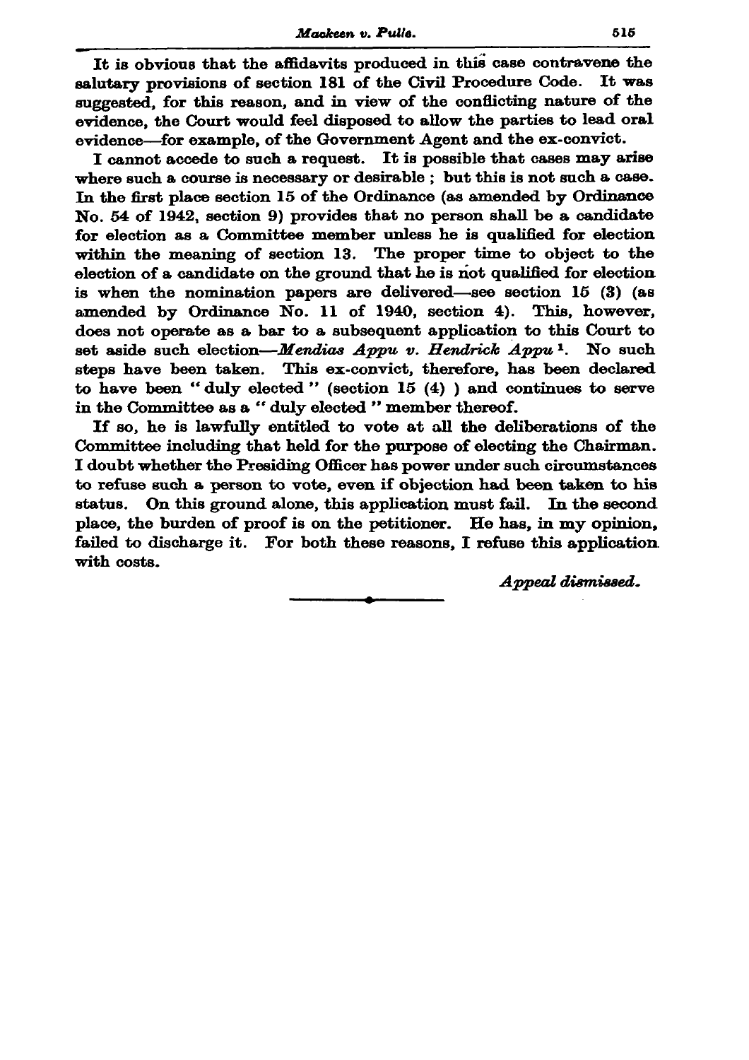It is obvious that the affidavits produced in this case contravene the salutary provisions of section 181 of the Civil Procedure Code. It was suggested, for this reason, and in view of the conflicting nature of the evidence, the Court would feel disposed to allow the parties to lead oral evidence—for example, of the Government Agent and the ex-convict.

I cannot accede to such a request. It is possible that cases may arise where such a course is necessary or desirable; but this is not such a case. In the first place section 15 of the Ordinance (as amended by Ordinance No. 54 of 1942, section 9) provides that no person shall be a candidate for election as a Committee member unless he is qualified for election within the meaning of section 13. The proper time to object to the election of a candidate on the ground that he is not qualified for election is when the nomination papers are delivered—see section 15 (3) (as amended by Ordinance No. 11 of 1940, section 4). This, however, does not operate as a bar to a subsequent application to this Court to set aside such election—*Mendias Appu v. Hendrick Appu* [1]. No such steps have been taken. This ex-convict, therefore, has been declared to have been "duly elected" (section 15 (4) ) and continues to serve in the Committee as a "duly elected" member thereof.

If so, he is lawfully entitled to vote at all the deliberations of the Committee including that held for the purpose of electing the Chairman. I doubt whether the Presiding Officer has power under such circumstances to refuse such a person to vote, even if objection had been taken to his status. On this ground alone, this application must fail. In the second place, the burden of proof is on the petitioner. He has, in my opinion, failed to discharge it. For both these reasons, I refuse this application with costs.

*Appeal dismissed.*